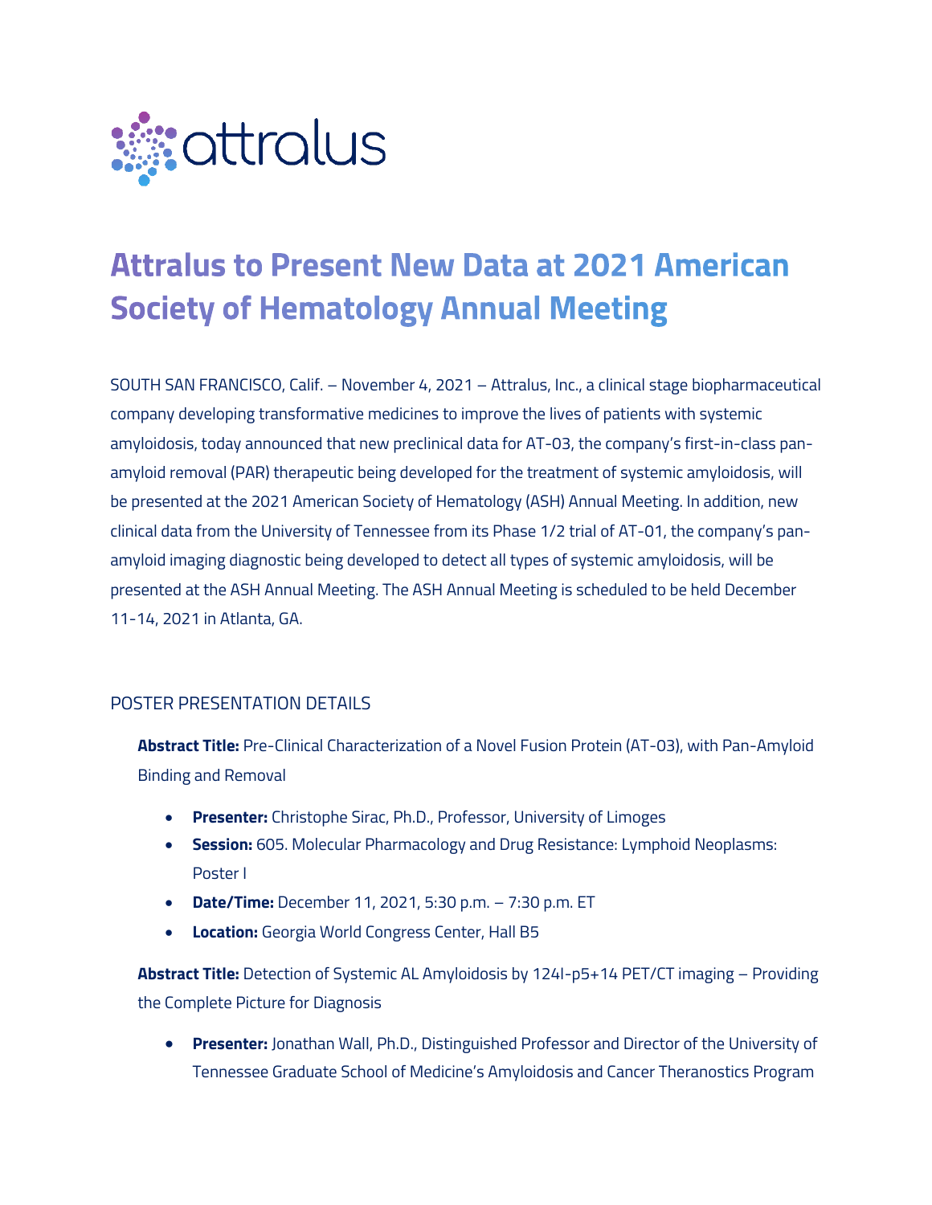attralus

# Attralus to Present New Data at 2021 American Society of Hematology Annual Meeting

SOUTH SAN FRANCISCO, Calif. – November 4, 2021 – Attralus, Inc., a clinical stage biopharmaceutical company developing transformative medicines to improve the lives of patients with systemic amyloidosis, today announced that new preclinical data for AT-03, the company's first-in-class pan-amyloid removal (PAR) therapeutic being developed for the treatment of systemic amyloidosis, will be presented at the 2021 American Society of Hematology (ASH) Annual Meeting. In addition, new clinical data from the University of Tennessee from its Phase 1/2 trial of AT-01, the company's pan-amyloid imaging diagnostic being developed to detect all types of systemic amyloidosis, will be presented at the ASH Annual Meeting. The ASH Annual Meeting is scheduled to be held December 11-14, 2021 in Atlanta, GA.

## POSTER PRESENTATION DETAILS

**Abstract Title:** Pre-Clinical Characterization of a Novel Fusion Protein (AT-03), with Pan-Amyloid Binding and Removal

- **Presenter:** Christophe Sirac, Ph.D., Professor, University of Limoges
- **Session:** 605. Molecular Pharmacology and Drug Resistance: Lymphoid Neoplasms: Poster I
- **Date/Time:** December 11, 2021, 5:30 p.m. – 7:30 p.m. ET
- **Location:** Georgia World Congress Center, Hall B5

**Abstract Title:** Detection of Systemic AL Amyloidosis by 124I-p5+14 PET/CT imaging – Providing the Complete Picture for Diagnosis

- **Presenter:** Jonathan Wall, Ph.D., Distinguished Professor and Director of the University of Tennessee Graduate School of Medicine's Amyloidosis and Cancer Theranostics Program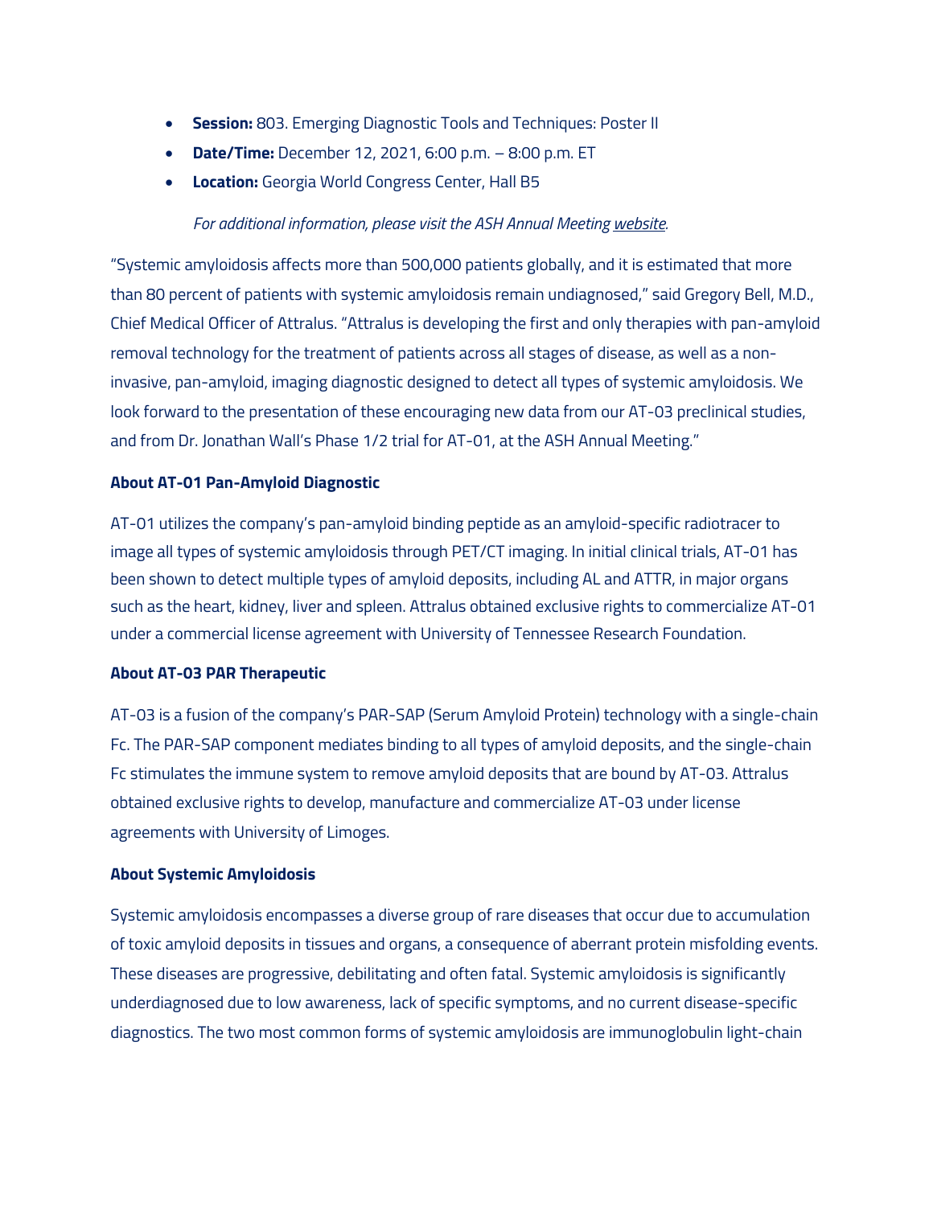- **Session:** 803. Emerging Diagnostic Tools and Techniques: Poster II
- **Date/Time:** December 12, 2021, 6:00 p.m. – 8:00 p.m. ET
- **Location:** Georgia World Congress Center, Hall B5

*For additional information, please visit the ASH Annual Meeting website.*

"Systemic amyloidosis affects more than 500,000 patients globally, and it is estimated that more than 80 percent of patients with systemic amyloidosis remain undiagnosed," said Gregory Bell, M.D., Chief Medical Officer of Attralus. "Attralus is developing the first and only therapies with pan-amyloid removal technology for the treatment of patients across all stages of disease, as well as a non-invasive, pan-amyloid, imaging diagnostic designed to detect all types of systemic amyloidosis. We look forward to the presentation of these encouraging new data from our AT-03 preclinical studies, and from Dr. Jonathan Wall's Phase 1/2 trial for AT-01, at the ASH Annual Meeting."

**About AT-01 Pan-Amyloid Diagnostic**

AT-01 utilizes the company's pan-amyloid binding peptide as an amyloid-specific radiotracer to image all types of systemic amyloidosis through PET/CT imaging. In initial clinical trials, AT-01 has been shown to detect multiple types of amyloid deposits, including AL and ATTR, in major organs such as the heart, kidney, liver and spleen. Attralus obtained exclusive rights to commercialize AT-01 under a commercial license agreement with University of Tennessee Research Foundation.

**About AT-03 PAR Therapeutic**

AT-03 is a fusion of the company's PAR-SAP (Serum Amyloid Protein) technology with a single-chain Fc. The PAR-SAP component mediates binding to all types of amyloid deposits, and the single-chain Fc stimulates the immune system to remove amyloid deposits that are bound by AT-03. Attralus obtained exclusive rights to develop, manufacture and commercialize AT-03 under license agreements with University of Limoges.

**About Systemic Amyloidosis**

Systemic amyloidosis encompasses a diverse group of rare diseases that occur due to accumulation of toxic amyloid deposits in tissues and organs, a consequence of aberrant protein misfolding events. These diseases are progressive, debilitating and often fatal. Systemic amyloidosis is significantly underdiagnosed due to low awareness, lack of specific symptoms, and no current disease-specific diagnostics. The two most common forms of systemic amyloidosis are immunoglobulin light-chain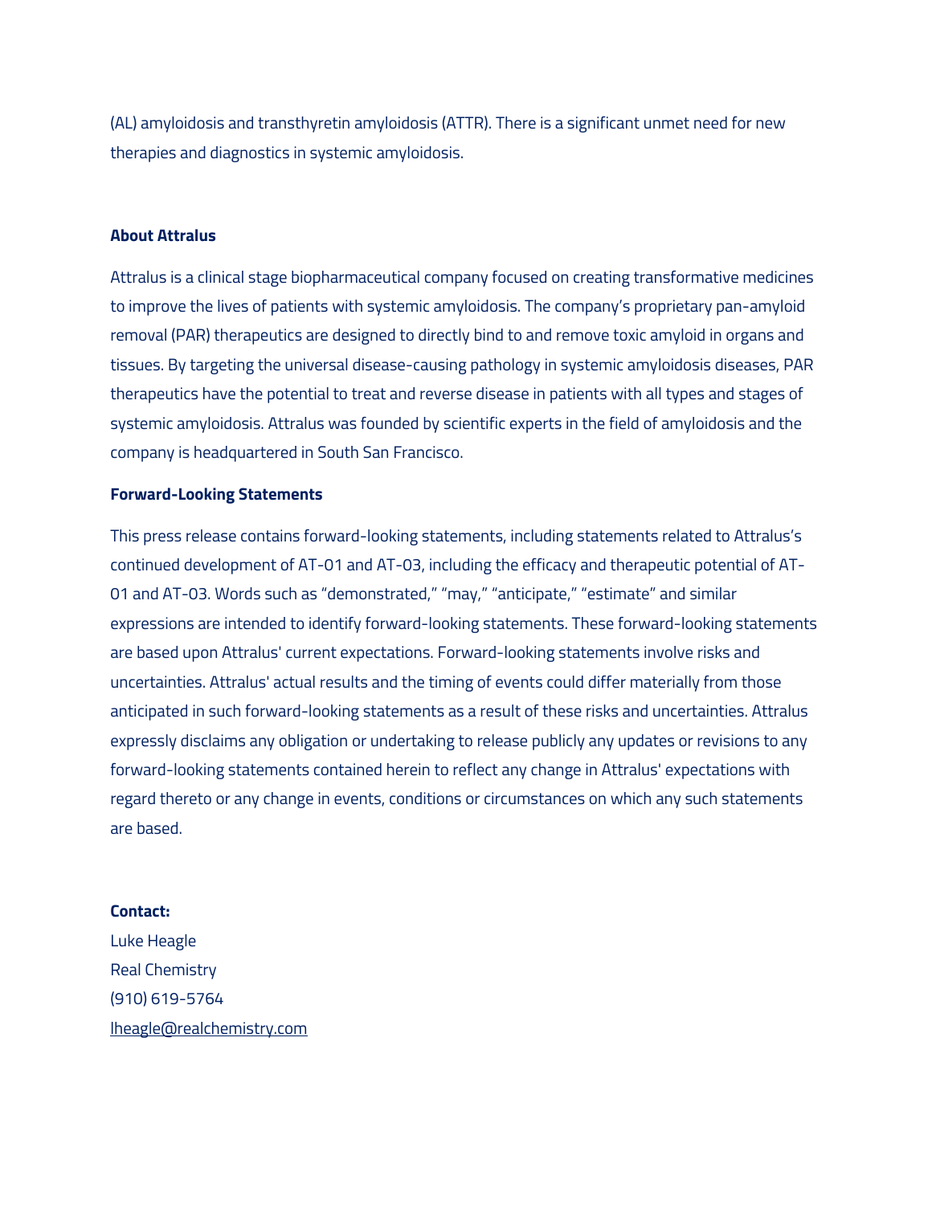(AL) amyloidosis and transthyretin amyloidosis (ATTR). There is a significant unmet need for new therapies and diagnostics in systemic amyloidosis.

**About Attralus**

Attralus is a clinical stage biopharmaceutical company focused on creating transformative medicines to improve the lives of patients with systemic amyloidosis. The company's proprietary pan-amyloid removal (PAR) therapeutics are designed to directly bind to and remove toxic amyloid in organs and tissues. By targeting the universal disease-causing pathology in systemic amyloidosis diseases, PAR therapeutics have the potential to treat and reverse disease in patients with all types and stages of systemic amyloidosis. Attralus was founded by scientific experts in the field of amyloidosis and the company is headquartered in South San Francisco.

**Forward-Looking Statements**

This press release contains forward-looking statements, including statements related to Attralus's continued development of AT-01 and AT-03, including the efficacy and therapeutic potential of AT-01 and AT-03. Words such as "demonstrated," "may," "anticipate," "estimate" and similar expressions are intended to identify forward-looking statements. These forward-looking statements are based upon Attralus' current expectations. Forward-looking statements involve risks and uncertainties. Attralus' actual results and the timing of events could differ materially from those anticipated in such forward-looking statements as a result of these risks and uncertainties. Attralus expressly disclaims any obligation or undertaking to release publicly any updates or revisions to any forward-looking statements contained herein to reflect any change in Attralus' expectations with regard thereto or any change in events, conditions or circumstances on which any such statements are based.

**Contact:**
Luke Heagle
Real Chemistry
(910) 619-5764
lheagle@realchemistry.com